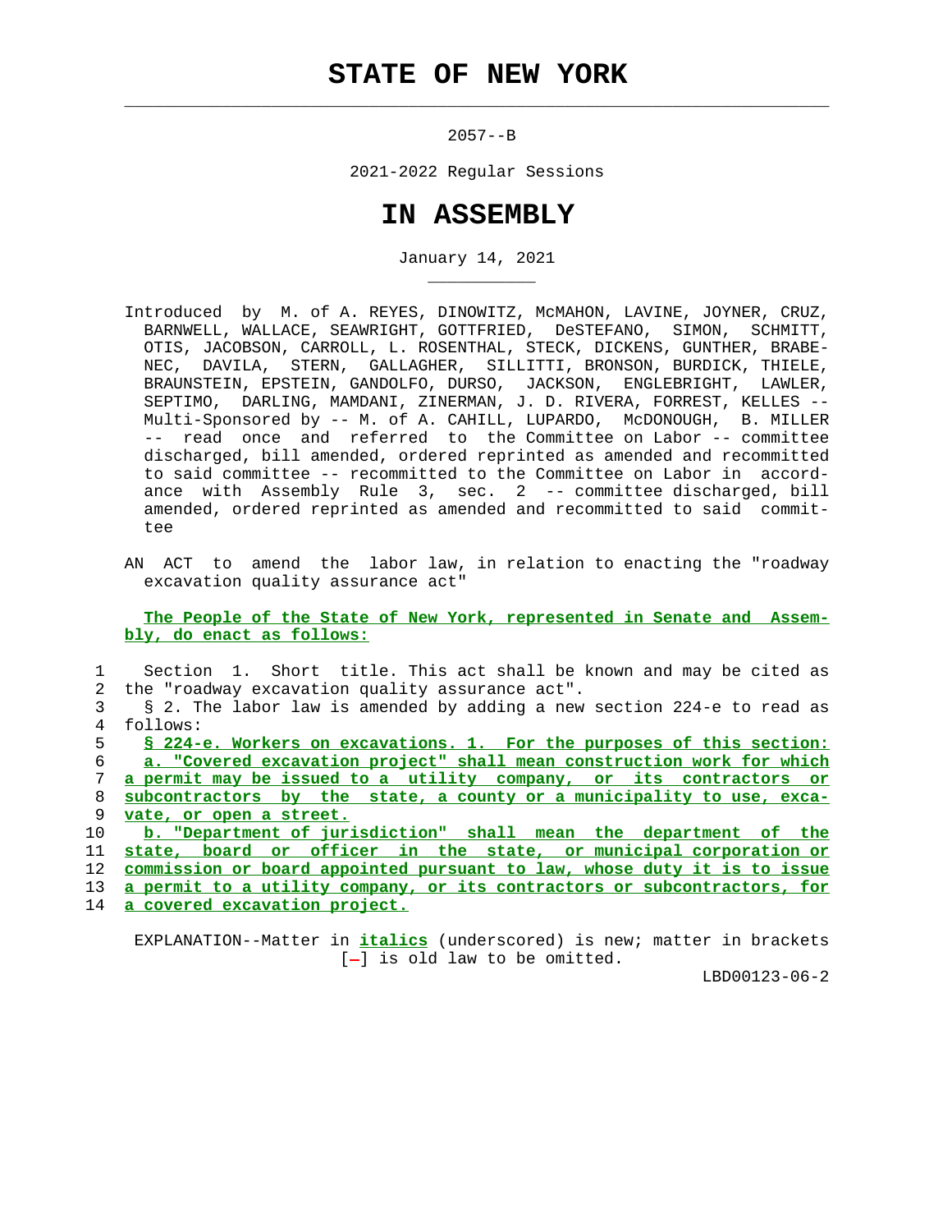# STATE OF NEW YORK

2057--B

2021-2022 Regular Sessions

# IN ASSEMBLY

January 14, 2021

Introduced by M. of A. REYES, DINOWITZ, McMAHON, LAVINE, JOYNER, CRUZ, BARNWELL, WALLACE, SEAWRIGHT, GOTTFRIED, DeSTEFANO, SIMON, SCHMITT, OTIS, JACOBSON, CARROLL, L. ROSENTHAL, STECK, DICKENS, GUNTHER, BRABENEC, DAVILA, STERN, GALLAGHER, SILLITTI, BRONSON, BURDICK, THIELE, BRAUNSTEIN, EPSTEIN, GANDOLFO, DURSO, JACKSON, ENGLEBRIGHT, LAWLER, SEPTIMO, DARLING, MAMDANI, ZINERMAN, J. D. RIVERA, FORREST, KELLES -- Multi-Sponsored by -- M. of A. CAHILL, LUPARDO, McDONOUGH, B. MILLER -- read once and referred to the Committee on Labor -- committee discharged, bill amended, ordered reprinted as amended and recommitted to said committee -- recommitted to the Committee on Labor in accordance with Assembly Rule 3, sec. 2 -- committee discharged, bill amended, ordered reprinted as amended and recommitted to said committee

AN ACT to amend the labor law, in relation to enacting the "roadway excavation quality assurance act"

**The People of the State of New York, represented in Senate and Assembly, do enact as follows:**

1 Section 1. Short title. This act shall be known and may be cited as
2 the "roadway excavation quality assurance act".
3 § 2. The labor law is amended by adding a new section 224-e to read as
4 follows:
5 **§ 224-e. Workers on excavations. 1. For the purposes of this section:**
6 **a. "Covered excavation project" shall mean construction work for which**
7 **a permit may be issued to a utility company, or its contractors or**
8 **subcontractors by the state, a county or a municipality to use, exca-**
9 **vate, or open a street.**
10 **b. "Department of jurisdiction" shall mean the department of the**
11 **state, board or officer in the state, or municipal corporation or**
12 **commission or board appointed pursuant to law, whose duty it is to issue**
13 **a permit to a utility company, or its contractors or subcontractors, for**
14 **a covered excavation project.**

EXPLANATION--Matter in *italics* (underscored) is new; matter in brackets [-] is old law to be omitted.

LBD00123-06-2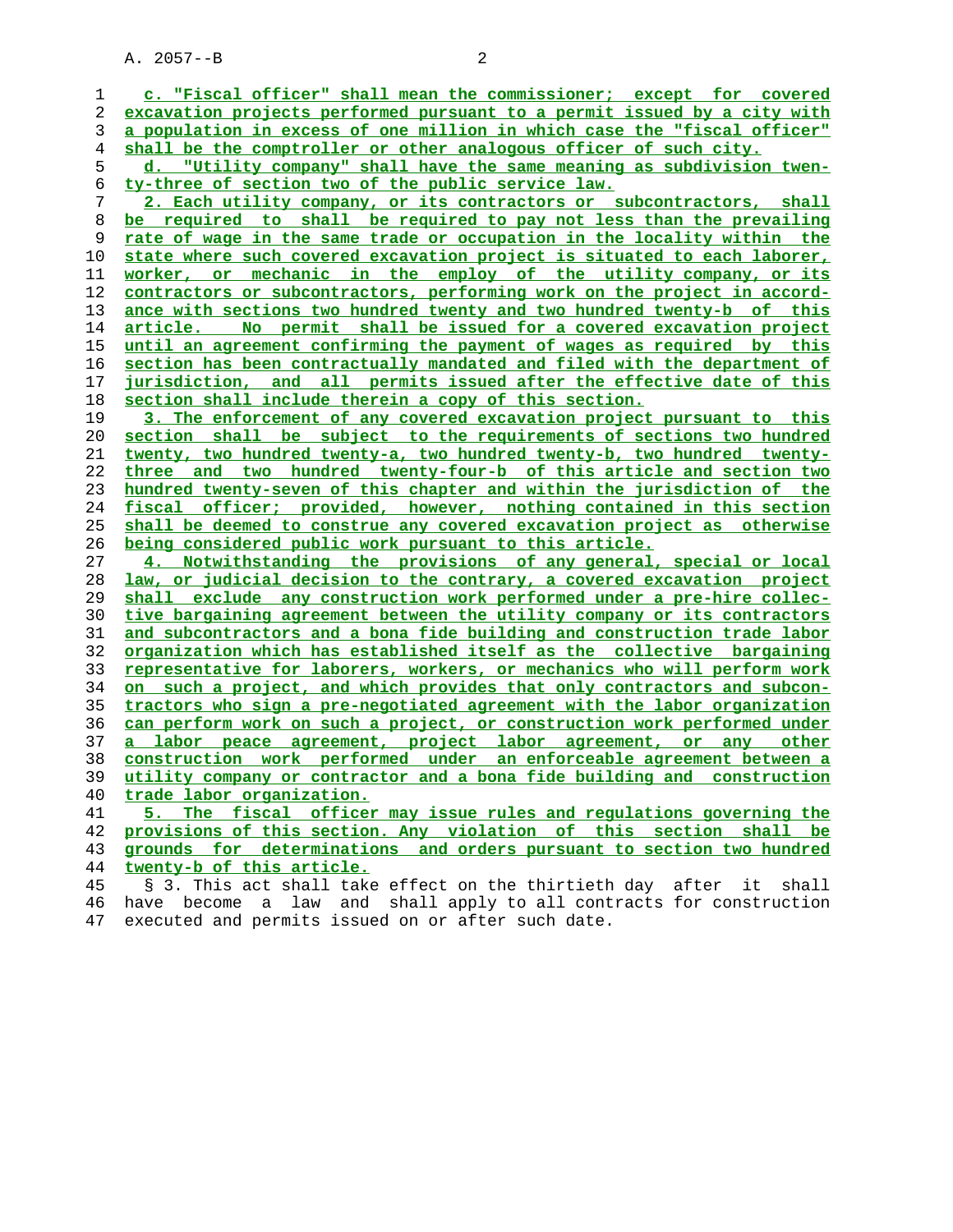c. "Fiscal officer" shall mean the commissioner; except for covered excavation projects performed pursuant to a permit issued by a city with a population in excess of one million in which case the "fiscal officer" shall be the comptroller or other analogous officer of such city.

d. "Utility company" shall have the same meaning as subdivision twenty-three of section two of the public service law.

2. Each utility company, or its contractors or subcontractors, shall be required to shall be required to pay not less than the prevailing rate of wage in the same trade or occupation in the locality within the state where such covered excavation project is situated to each laborer, worker, or mechanic in the employ of the utility company, or its contractors or subcontractors, performing work on the project in accordance with sections two hundred twenty and two hundred twenty-b of this article. No permit shall be issued for a covered excavation project until an agreement confirming the payment of wages as required by this section has been contractually mandated and filed with the department of jurisdiction, and all permits issued after the effective date of this section shall include therein a copy of this section.

3. The enforcement of any covered excavation project pursuant to this section shall be subject to the requirements of sections two hundred twenty, two hundred twenty-a, two hundred twenty-b, two hundred twenty-three and two hundred twenty-four-b of this article and section two hundred twenty-seven of this chapter and within the jurisdiction of the fiscal officer; provided, however, nothing contained in this section shall be deemed to construe any covered excavation project as otherwise being considered public work pursuant to this article.

4. Notwithstanding the provisions of any general, special or local law, or judicial decision to the contrary, a covered excavation project shall exclude any construction work performed under a pre-hire collective bargaining agreement between the utility company or its contractors and subcontractors and a bona fide building and construction trade labor organization which has established itself as the collective bargaining representative for laborers, workers, or mechanics who will perform work on such a project, and which provides that only contractors and subcontractors who sign a pre-negotiated agreement with the labor organization can perform work on such a project, or construction work performed under a labor peace agreement, project labor agreement, or any other construction work performed under an enforceable agreement between a utility company or contractor and a bona fide building and construction trade labor organization.

5. The fiscal officer may issue rules and regulations governing the provisions of this section. Any violation of this section shall be grounds for determinations and orders pursuant to section two hundred twenty-b of this article.

§ 3. This act shall take effect on the thirtieth day after it shall have become a law and shall apply to all contracts for construction executed and permits issued on or after such date.